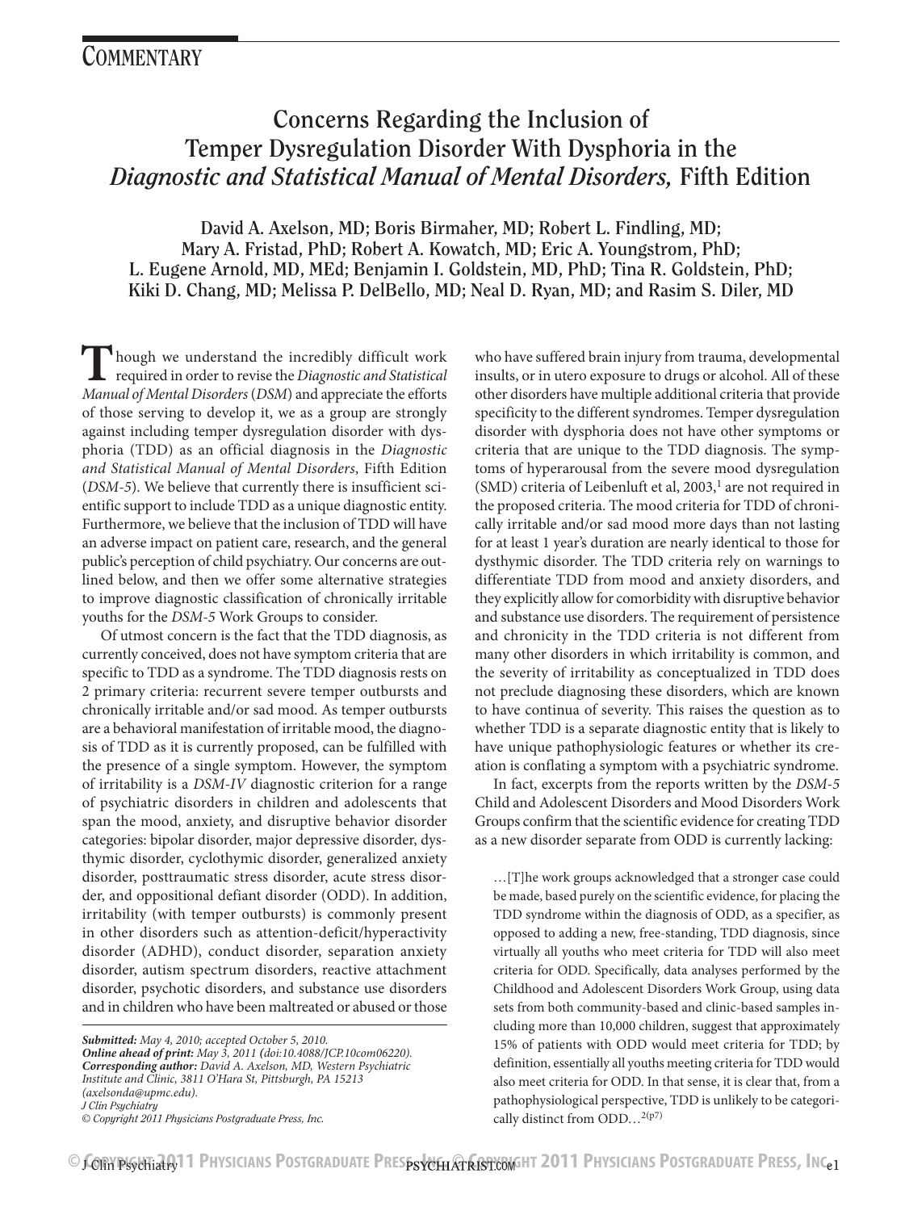## Commentary

# Concerns Regarding the Inclusion of Temper Dysregulation Disorder With Dysphoria in the *Diagnostic and Statistical Manual of Mental Disorders,* Fifth Edition

**David A. Axelson, MD; Boris Birmaher, MD; Robert L. Findling, MD; Mary A. Fristad, PhD; Robert A. Kowatch, MD; Eric A. Youngstrom, PhD; L. Eugene Arnold, MD, MEd; Benjamin I. Goldstein, MD, PhD; Tina R. Goldstein, PhD; Kiki D. Chang, MD; Melissa P. DelBello, MD; Neal D. Ryan, MD; and Rasim S. Diler, MD**

Though we understand the incredibly difficult work required in order to revise the *Diagnostic and Statistical Manual of Mental Disorders* (*DSM*) and appreciate the efforts of those serving to develop it, we as a group are strongly against including temper dysregulation disorder with dysphoria (TDD) as an official diagnosis in the *Diagnostic and Statistical Manual of Mental Disorders*, Fifth Edition (*DSM-5*). We believe that currently there is insufficient scientific support to include TDD as a unique diagnostic entity. Furthermore, we believe that the inclusion of TDD will have an adverse impact on patient care, research, and the general public's perception of child psychiatry. Our concerns are outlined below, and then we offer some alternative strategies to improve diagnostic classification of chronically irritable youths for the *DSM-5* Work Groups to consider.

Of utmost concern is the fact that the TDD diagnosis, as currently conceived, does not have symptom criteria that are specific to TDD as a syndrome. The TDD diagnosis rests on 2 primary criteria: recurrent severe temper outbursts and chronically irritable and/or sad mood. As temper outbursts are a behavioral manifestation of irritable mood, the diagnosis of TDD as it is currently proposed, can be fulfilled with the presence of a single symptom. However, the symptom of irritability is a *DSM-IV* diagnostic criterion for a range of psychiatric disorders in children and adolescents that span the mood, anxiety, and disruptive behavior disorder categories: bipolar disorder, major depressive disorder, dysthymic disorder, cyclothymic disorder, generalized anxiety disorder, posttraumatic stress disorder, acute stress disorder, and oppositional defiant disorder (ODD). In addition, irritability (with temper outbursts) is commonly present in other disorders such as attention-deficit/hyperactivity disorder (ADHD), conduct disorder, separation anxiety disorder, autism spectrum disorders, reactive attachment disorder, psychotic disorders, and substance use disorders and in children who have been maltreated or abused or those who have suffered brain injury from trauma, developmental insults, or in utero exposure to drugs or alcohol. All of these other disorders have multiple additional criteria that provide specificity to the different syndromes. Temper dysregulation disorder with dysphoria does not have other symptoms or criteria that are unique to the TDD diagnosis. The symptoms of hyperarousal from the severe mood dysregulation (SMD) criteria of Leibenluft et al, 2003,[1] are not required in the proposed criteria. The mood criteria for TDD of chronically irritable and/or sad mood more days than not lasting for at least 1 year's duration are nearly identical to those for dysthymic disorder. The TDD criteria rely on warnings to differentiate TDD from mood and anxiety disorders, and they explicitly allow for comorbidity with disruptive behavior and substance use disorders. The requirement of persistence and chronicity in the TDD criteria is not different from many other disorders in which irritability is common, and the severity of irritability as conceptualized in TDD does not preclude diagnosing these disorders, which are known to have continua of severity. This raises the question as to whether TDD is a separate diagnostic entity that is likely to have unique pathophysiologic features or whether its creation is conflating a symptom with a psychiatric syndrome.

In fact, excerpts from the reports written by the *DSM-5* Child and Adolescent Disorders and Mood Disorders Work Groups confirm that the scientific evidence for creating TDD as a new disorder separate from ODD is currently lacking:

> …[T]he work groups acknowledged that a stronger case could be made, based purely on the scientific evidence, for placing the TDD syndrome within the diagnosis of ODD, as a specifier, as opposed to adding a new, free-standing, TDD diagnosis, since virtually all youths who meet criteria for TDD will also meet criteria for ODD. Specifically, data analyses performed by the Childhood and Adolescent Disorders Work Group, using data sets from both community-based and clinic-based samples including more than 10,000 children, suggest that approximately 15% of patients with ODD would meet criteria for TDD; by definition, essentially all youths meeting criteria for TDD would also meet criteria for ODD. In that sense, it is clear that, from a pathophysiological perspective, TDD is unlikely to be categorically distinct from ODD…[2(p7)]

*Submitted:* May 4, 2010; accepted October 5, 2010.
*Online ahead of print:* May 3, 2011 (doi:10.4088/JCP.10com06220).
*Corresponding author:* David A. Axelson, MD, Western Psychiatric Institute and Clinic, 3811 O'Hara St, Pittsburgh, PA 15213 (axelsonda@upmc.edu).
*J Clin Psychiatry*
*© Copyright 2011 Physicians Postgraduate Press, Inc.*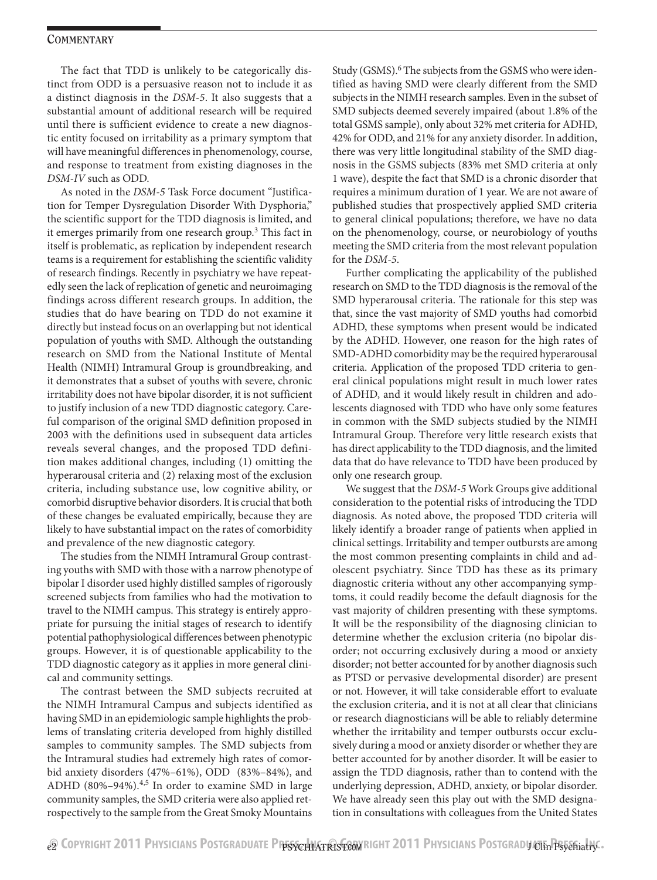The fact that TDD is unlikely to be categorically distinct from ODD is a persuasive reason not to include it as a distinct diagnosis in the *DSM-5*. It also suggests that a substantial amount of additional research will be required until there is sufficient evidence to create a new diagnostic entity focused on irritability as a primary symptom that will have meaningful differences in phenomenology, course, and response to treatment from existing diagnoses in the *DSM-IV* such as ODD.

As noted in the *DSM-5* Task Force document "Justification for Temper Dysregulation Disorder With Dysphoria," the scientific support for the TDD diagnosis is limited, and it emerges primarily from one research group.[3] This fact in itself is problematic, as replication by independent research teams is a requirement for establishing the scientific validity of research findings. Recently in psychiatry we have repeatedly seen the lack of replication of genetic and neuroimaging findings across different research groups. In addition, the studies that do have bearing on TDD do not examine it directly but instead focus on an overlapping but not identical population of youths with SMD. Although the outstanding research on SMD from the National Institute of Mental Health (NIMH) Intramural Group is groundbreaking, and it demonstrates that a subset of youths with severe, chronic irritability does not have bipolar disorder, it is not sufficient to justify inclusion of a new TDD diagnostic category. Careful comparison of the original SMD definition proposed in 2003 with the definitions used in subsequent data articles reveals several changes, and the proposed TDD definition makes additional changes, including (1) omitting the hyperarousal criteria and (2) relaxing most of the exclusion criteria, including substance use, low cognitive ability, or comorbid disruptive behavior disorders. It is crucial that both of these changes be evaluated empirically, because they are likely to have substantial impact on the rates of comorbidity and prevalence of the new diagnostic category.

The studies from the NIMH Intramural Group contrasting youths with SMD with those with a narrow phenotype of bipolar I disorder used highly distilled samples of rigorously screened subjects from families who had the motivation to travel to the NIMH campus. This strategy is entirely appropriate for pursuing the initial stages of research to identify potential pathophysiological differences between phenotypic groups. However, it is of questionable applicability to the TDD diagnostic category as it applies in more general clinical and community settings.

The contrast between the SMD subjects recruited at the NIMH Intramural Campus and subjects identified as having SMD in an epidemiologic sample highlights the problems of translating criteria developed from highly distilled samples to community samples. The SMD subjects from the Intramural studies had extremely high rates of comorbid anxiety disorders (47%–61%), ODD (83%–84%), and ADHD (80%–94%).[4,5] In order to examine SMD in large community samples, the SMD criteria were also applied retrospectively to the sample from the Great Smoky Mountains Study (GSMS).[6] The subjects from the GSMS who were identified as having SMD were clearly different from the SMD subjects in the NIMH research samples. Even in the subset of SMD subjects deemed severely impaired (about 1.8% of the total GSMS sample), only about 32% met criteria for ADHD, 42% for ODD, and 21% for any anxiety disorder. In addition, there was very little longitudinal stability of the SMD diagnosis in the GSMS subjects (83% met SMD criteria at only 1 wave), despite the fact that SMD is a chronic disorder that requires a minimum duration of 1 year. We are not aware of published studies that prospectively applied SMD criteria to general clinical populations; therefore, we have no data on the phenomenology, course, or neurobiology of youths meeting the SMD criteria from the most relevant population for the *DSM-5*.

Further complicating the applicability of the published research on SMD to the TDD diagnosis is the removal of the SMD hyperarousal criteria. The rationale for this step was that, since the vast majority of SMD youths had comorbid ADHD, these symptoms when present would be indicated by the ADHD. However, one reason for the high rates of SMD-ADHD comorbidity may be the required hyperarousal criteria. Application of the proposed TDD criteria to general clinical populations might result in much lower rates of ADHD, and it would likely result in children and adolescents diagnosed with TDD who have only some features in common with the SMD subjects studied by the NIMH Intramural Group. Therefore very little research exists that has direct applicability to the TDD diagnosis, and the limited data that do have relevance to TDD have been produced by only one research group.

We suggest that the *DSM-5* Work Groups give additional consideration to the potential risks of introducing the TDD diagnosis. As noted above, the proposed TDD criteria will likely identify a broader range of patients when applied in clinical settings. Irritability and temper outbursts are among the most common presenting complaints in child and adolescent psychiatry. Since TDD has these as its primary diagnostic criteria without any other accompanying symptoms, it could readily become the default diagnosis for the vast majority of children presenting with these symptoms. It will be the responsibility of the diagnosing clinician to determine whether the exclusion criteria (no bipolar disorder; not occurring exclusively during a mood or anxiety disorder; not better accounted for by another diagnosis such as PTSD or pervasive developmental disorder) are present or not. However, it will take considerable effort to evaluate the exclusion criteria, and it is not at all clear that clinicians or research diagnosticians will be able to reliably determine whether the irritability and temper outbursts occur exclusively during a mood or anxiety disorder or whether they are better accounted for by another disorder. It will be easier to assign the TDD diagnosis, rather than to contend with the underlying depression, ADHD, anxiety, or bipolar disorder. We have already seen this play out with the SMD designation in consultations with colleagues from the United States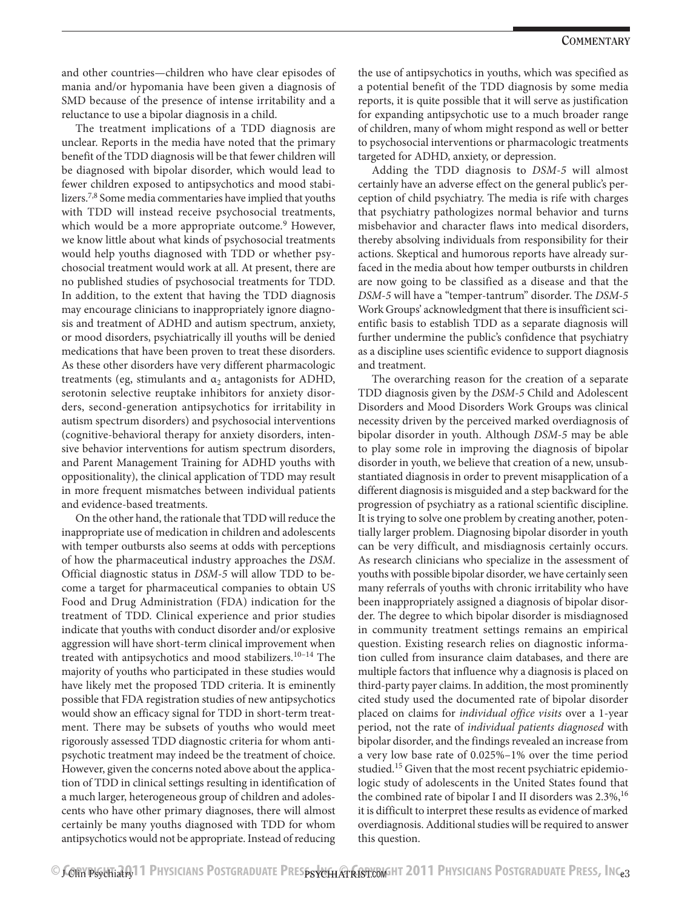and other countries—children who have clear episodes of mania and/or hypomania have been given a diagnosis of SMD because of the presence of intense irritability and a reluctance to use a bipolar diagnosis in a child.

The treatment implications of a TDD diagnosis are unclear. Reports in the media have noted that the primary benefit of the TDD diagnosis will be that fewer children will be diagnosed with bipolar disorder, which would lead to fewer children exposed to antipsychotics and mood stabilizers.[7,8] Some media commentaries have implied that youths with TDD will instead receive psychosocial treatments, which would be a more appropriate outcome.[9] However, we know little about what kinds of psychosocial treatments would help youths diagnosed with TDD or whether psychosocial treatment would work at all. At present, there are no published studies of psychosocial treatments for TDD. In addition, to the extent that having the TDD diagnosis may encourage clinicians to inappropriately ignore diagnosis and treatment of ADHD and autism spectrum, anxiety, or mood disorders, psychiatrically ill youths will be denied medications that have been proven to treat these disorders. As these other disorders have very different pharmacologic treatments (eg, stimulants and $\alpha_2$ antagonists for ADHD, serotonin selective reuptake inhibitors for anxiety disorders, second-generation antipsychotics for irritability in autism spectrum disorders) and psychosocial interventions (cognitive-behavioral therapy for anxiety disorders, intensive behavior interventions for autism spectrum disorders, and Parent Management Training for ADHD youths with oppositionality), the clinical application of TDD may result in more frequent mismatches between individual patients and evidence-based treatments.

On the other hand, the rationale that TDD will reduce the inappropriate use of medication in children and adolescents with temper outbursts also seems at odds with perceptions of how the pharmaceutical industry approaches the *DSM*. Official diagnostic status in *DSM-5* will allow TDD to become a target for pharmaceutical companies to obtain US Food and Drug Administration (FDA) indication for the treatment of TDD. Clinical experience and prior studies indicate that youths with conduct disorder and/or explosive aggression will have short-term clinical improvement when treated with antipsychotics and mood stabilizers.[10–14] The majority of youths who participated in these studies would have likely met the proposed TDD criteria. It is eminently possible that FDA registration studies of new antipsychotics would show an efficacy signal for TDD in short-term treatment. There may be subsets of youths who would meet rigorously assessed TDD diagnostic criteria for whom antipsychotic treatment may indeed be the treatment of choice. However, given the concerns noted above about the application of TDD in clinical settings resulting in identification of a much larger, heterogeneous group of children and adolescents who have other primary diagnoses, there will almost certainly be many youths diagnosed with TDD for whom antipsychotics would not be appropriate. Instead of reducing the use of antipsychotics in youths, which was specified as a potential benefit of the TDD diagnosis by some media reports, it is quite possible that it will serve as justification for expanding antipsychotic use to a much broader range of children, many of whom might respond as well or better to psychosocial interventions or pharmacologic treatments targeted for ADHD, anxiety, or depression.

Adding the TDD diagnosis to *DSM-5* will almost certainly have an adverse effect on the general public's perception of child psychiatry. The media is rife with charges that psychiatry pathologizes normal behavior and turns misbehavior and character flaws into medical disorders, thereby absolving individuals from responsibility for their actions. Skeptical and humorous reports have already surfaced in the media about how temper outbursts in children are now going to be classified as a disease and that the *DSM-5* will have a "temper-tantrum" disorder. The *DSM-5* Work Groups' acknowledgment that there is insufficient scientific basis to establish TDD as a separate diagnosis will further undermine the public's confidence that psychiatry as a discipline uses scientific evidence to support diagnosis and treatment.

The overarching reason for the creation of a separate TDD diagnosis given by the *DSM-5* Child and Adolescent Disorders and Mood Disorders Work Groups was clinical necessity driven by the perceived marked overdiagnosis of bipolar disorder in youth. Although *DSM-5* may be able to play some role in improving the diagnosis of bipolar disorder in youth, we believe that creation of a new, unsubstantiated diagnosis in order to prevent misapplication of a different diagnosis is misguided and a step backward for the progression of psychiatry as a rational scientific discipline. It is trying to solve one problem by creating another, potentially larger problem. Diagnosing bipolar disorder in youth can be very difficult, and misdiagnosis certainly occurs. As research clinicians who specialize in the assessment of youths with possible bipolar disorder, we have certainly seen many referrals of youths with chronic irritability who have been inappropriately assigned a diagnosis of bipolar disorder. The degree to which bipolar disorder is misdiagnosed in community treatment settings remains an empirical question. Existing research relies on diagnostic information culled from insurance claim databases, and there are multiple factors that influence why a diagnosis is placed on third-party payer claims. In addition, the most prominently cited study used the documented rate of bipolar disorder placed on claims for *individual office visits* over a 1-year period, not the rate of *individual patients diagnosed* with bipolar disorder, and the findings revealed an increase from a very low base rate of 0.025%–1% over the time period studied.[15] Given that the most recent psychiatric epidemiologic study of adolescents in the United States found that the combined rate of bipolar I and II disorders was 2.3%,[16] it is difficult to interpret these results as evidence of marked overdiagnosis. Additional studies will be required to answer this question.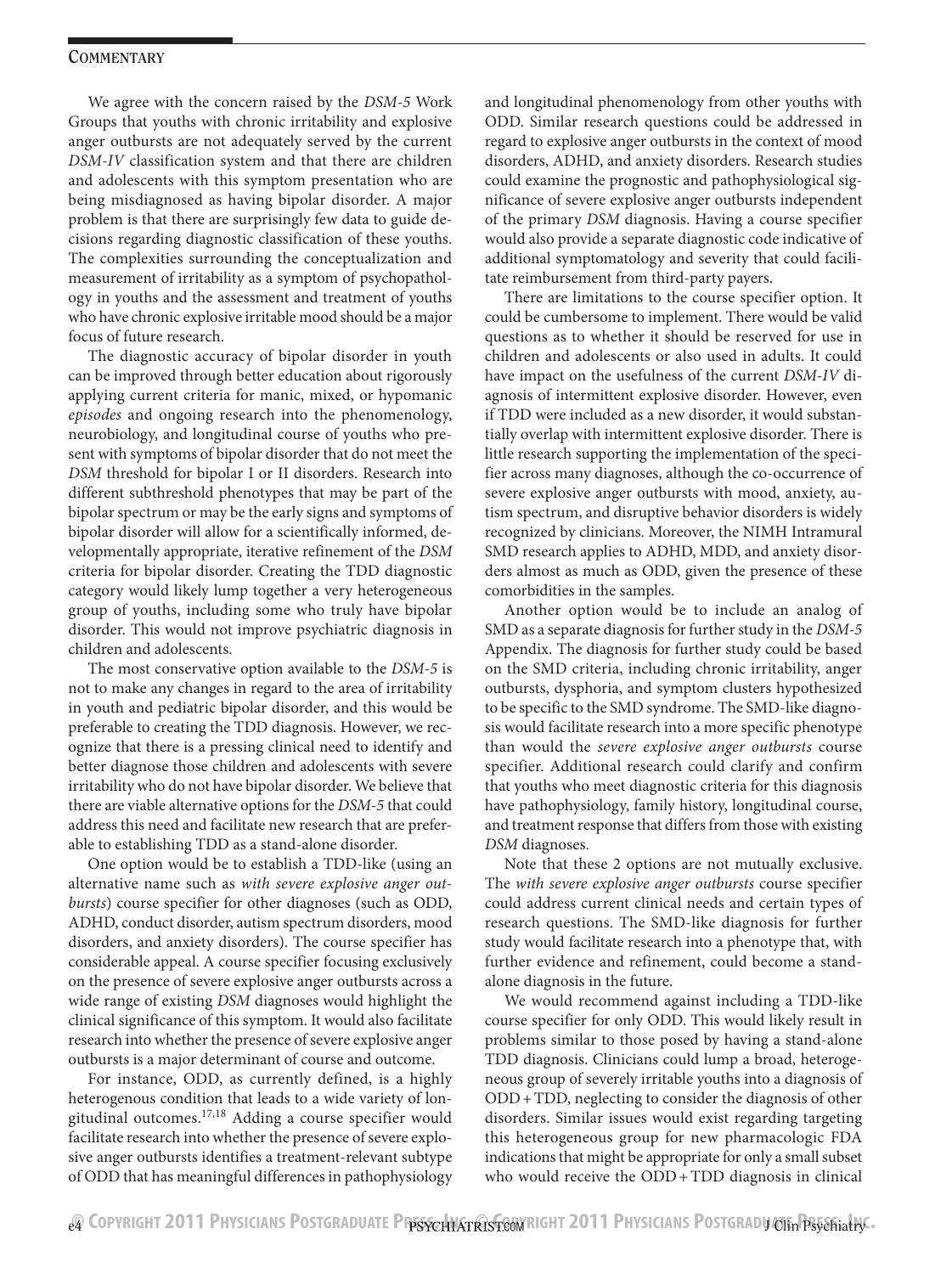We agree with the concern raised by the *DSM-5* Work Groups that youths with chronic irritability and explosive anger outbursts are not adequately served by the current *DSM-IV* classification system and that there are children and adolescents with this symptom presentation who are being misdiagnosed as having bipolar disorder. A major problem is that there are surprisingly few data to guide decisions regarding diagnostic classification of these youths. The complexities surrounding the conceptualization and measurement of irritability as a symptom of psychopathology in youths and the assessment and treatment of youths who have chronic explosive irritable mood should be a major focus of future research.

The diagnostic accuracy of bipolar disorder in youth can be improved through better education about rigorously applying current criteria for manic, mixed, or hypomanic *episodes* and ongoing research into the phenomenology, neurobiology, and longitudinal course of youths who present with symptoms of bipolar disorder that do not meet the *DSM* threshold for bipolar I or II disorders. Research into different subthreshold phenotypes that may be part of the bipolar spectrum or may be the early signs and symptoms of bipolar disorder will allow for a scientifically informed, developmentally appropriate, iterative refinement of the *DSM* criteria for bipolar disorder. Creating the TDD diagnostic category would likely lump together a very heterogeneous group of youths, including some who truly have bipolar disorder. This would not improve psychiatric diagnosis in children and adolescents.

The most conservative option available to the *DSM-5* is not to make any changes in regard to the area of irritability in youth and pediatric bipolar disorder, and this would be preferable to creating the TDD diagnosis. However, we recognize that there is a pressing clinical need to identify and better diagnose those children and adolescents with severe irritability who do not have bipolar disorder. We believe that there are viable alternative options for the *DSM-5* that could address this need and facilitate new research that are preferable to establishing TDD as a stand-alone disorder.

One option would be to establish a TDD-like (using an alternative name such as *with severe explosive anger outbursts*) course specifier for other diagnoses (such as ODD, ADHD, conduct disorder, autism spectrum disorders, mood disorders, and anxiety disorders). The course specifier has considerable appeal. A course specifier focusing exclusively on the presence of severe explosive anger outbursts across a wide range of existing *DSM* diagnoses would highlight the clinical significance of this symptom. It would also facilitate research into whether the presence of severe explosive anger outbursts is a major determinant of course and outcome.

For instance, ODD, as currently defined, is a highly heterogeneous condition that leads to a wide variety of longitudinal outcomes.[17,18] Adding a course specifier would facilitate research into whether the presence of severe explosive anger outbursts identifies a treatment-relevant subtype of ODD that has meaningful differences in pathophysiology and longitudinal phenomenology from other youths with ODD. Similar research questions could be addressed in regard to explosive anger outbursts in the context of mood disorders, ADHD, and anxiety disorders. Research studies could examine the prognostic and pathophysiological significance of severe explosive anger outbursts independent of the primary *DSM* diagnosis. Having a course specifier would also provide a separate diagnostic code indicative of additional symptomatology and severity that could facilitate reimbursement from third-party payers.

There are limitations to the course specifier option. It could be cumbersome to implement. There would be valid questions as to whether it should be reserved for use in children and adolescents or also used in adults. It could have impact on the usefulness of the current *DSM-IV* diagnosis of intermittent explosive disorder. However, even if TDD were included as a new disorder, it would substantially overlap with intermittent explosive disorder. There is little research supporting the implementation of the specifier across many diagnoses, although the co-occurrence of severe explosive anger outbursts with mood, anxiety, autism spectrum, and disruptive behavior disorders is widely recognized by clinicians. Moreover, the NIMH Intramural SMD research applies to ADHD, MDD, and anxiety disorders almost as much as ODD, given the presence of these comorbidities in the samples.

Another option would be to include an analog of SMD as a separate diagnosis for further study in the *DSM-5* Appendix. The diagnosis for further study could be based on the SMD criteria, including chronic irritability, anger outbursts, dysphoria, and symptom clusters hypothesized to be specific to the SMD syndrome. The SMD-like diagnosis would facilitate research into a more specific phenotype than would the *severe explosive anger outbursts* course specifier. Additional research could clarify and confirm that youths who meet diagnostic criteria for this diagnosis have pathophysiology, family history, longitudinal course, and treatment response that differs from those with existing *DSM* diagnoses.

Note that these 2 options are not mutually exclusive. The *with severe explosive anger outbursts* course specifier could address current clinical needs and certain types of research questions. The SMD-like diagnosis for further study would facilitate research into a phenotype that, with further evidence and refinement, could become a stand-alone diagnosis in the future.

We would recommend against including a TDD-like course specifier for only ODD. This would likely result in problems similar to those posed by having a stand-alone TDD diagnosis. Clinicians could lump a broad, heterogeneous group of severely irritable youths into a diagnosis of ODD + TDD, neglecting to consider the diagnosis of other disorders. Similar issues would exist regarding targeting this heterogeneous group for new pharmacologic FDA indications that might be appropriate for only a small subset who would receive the ODD + TDD diagnosis in clinical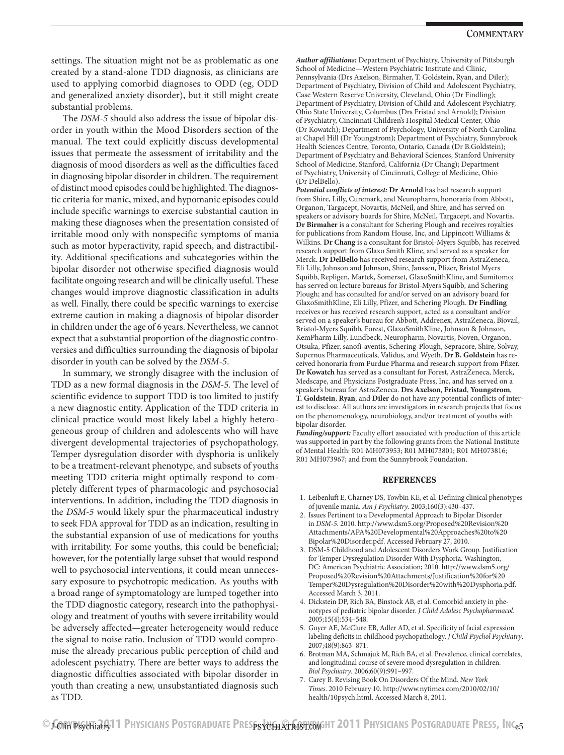settings. The situation might not be as problematic as one created by a stand-alone TDD diagnosis, as clinicians are used to applying comorbid diagnoses to ODD (eg, ODD and generalized anxiety disorder), but it still might create substantial problems.

The *DSM-5* should also address the issue of bipolar disorder in youth within the Mood Disorders section of the manual. The text could explicitly discuss developmental issues that permeate the assessment of irritability and the diagnosis of mood disorders as well as the difficulties faced in diagnosing bipolar disorder in children. The requirement of distinct mood episodes could be highlighted. The diagnostic criteria for manic, mixed, and hypomanic episodes could include specific warnings to exercise substantial caution in making these diagnoses when the presentation consisted of irritable mood only with nonspecific symptoms of mania such as motor hyperactivity, rapid speech, and distractibility. Additional specifications and subcategories within the bipolar disorder not otherwise specified diagnosis would facilitate ongoing research and will be clinically useful. These changes would improve diagnostic classification in adults as well. Finally, there could be specific warnings to exercise extreme caution in making a diagnosis of bipolar disorder in children under the age of 6 years. Nevertheless, we cannot expect that a substantial proportion of the diagnostic controversies and difficulties surrounding the diagnosis of bipolar disorder in youth can be solved by the *DSM-5*.

In summary, we strongly disagree with the inclusion of TDD as a new formal diagnosis in the *DSM-5.* The level of scientific evidence to support TDD is too limited to justify a new diagnostic entity. Application of the TDD criteria in clinical practice would most likely label a highly heterogeneous group of children and adolescents who will have divergent developmental trajectories of psychopathology. Temper dysregulation disorder with dysphoria is unlikely to be a treatment-relevant phenotype, and subsets of youths meeting TDD criteria might optimally respond to completely different types of pharmacologic and psychosocial interventions. In addition, including the TDD diagnosis in the *DSM-5* would likely spur the pharmaceutical industry to seek FDA approval for TDD as an indication, resulting in the substantial expansion of use of medications for youths with irritability. For some youths, this could be beneficial; however, for the potentially large subset that would respond well to psychosocial interventions, it could mean unnecessary exposure to psychotropic medication. As youths with a broad range of symptomatology are lumped together into the TDD diagnostic category, research into the pathophysiology and treatment of youths with severe irritability would be adversely affected—greater heterogeneity would reduce the signal to noise ratio. Inclusion of TDD would compromise the already precarious public perception of child and adolescent psychiatry. There are better ways to address the diagnostic difficulties associated with bipolar disorder in youth than creating a new, unsubstantiated diagnosis such as TDD.

***Author affiliations:*** Department of Psychiatry, University of Pittsburgh School of Medicine—Western Psychiatric Institute and Clinic, Pennsylvania (Drs Axelson, Birmaher, T. Goldstein, Ryan, and Diler); Department of Psychiatry, Division of Child and Adolescent Psychiatry, Case Western Reserve University, Cleveland, Ohio (Dr Findling); Department of Psychiatry, Division of Child and Adolescent Psychiatry, Ohio State University, Columbus (Drs Fristad and Arnold); Division of Psychiatry, Cincinnati Children's Hospital Medical Center, Ohio (Dr Kowatch); Department of Psychology, University of North Carolina at Chapel Hill (Dr Youngstrom); Department of Psychiatry, Sunnybrook Health Sciences Centre, Toronto, Ontario, Canada (Dr B.Goldstein); Department of Psychiatry and Behavioral Sciences, Stanford University School of Medicine, Stanford, California (Dr Chang); Department of Psychiatry, University of Cincinnati, College of Medicine, Ohio (Dr DelBello).

***Potential conflicts of interest:*** **Dr Arnold** has had research support from Shire, Lilly, Curemark, and Neuropharm, honoraria from Abbott, Organon, Targacept, Novartis, McNeil, and Shire, and has served on speakers or advisory boards for Shire, McNeil, Targacept, and Novartis. **Dr Birmaher** is a consultant for Schering Plough and receives royalties for publications from Random House, Inc, and Lippincott Williams & Wilkins. **Dr Chang** is a consultant for Bristol-Myers Squibb, has received research support from Glaxo Smith Kline, and served as a speaker for Merck. **Dr DelBello** has received research support from AstraZeneca, Eli Lilly, Johnson and Johnson, Shire, Janssen, Pfizer, Bristol Myers Squibb, Repligen, Martek, Somerset, GlaxoSmithKline, and Sumitomo; has served on lecture bureaus for Bristol-Myers Squibb, and Schering Plough; and has consulted for and/or served on an advisory board for GlaxoSmithKline, Eli Lilly, Pfizer, and Schering Plough. **Dr Findling** receives or has received research support, acted as a consultant and/or served on a speaker's bureau for Abbott, Addrenex, AstraZeneca, Biovail, Bristol-Myers Squibb, Forest, GlaxoSmithKline, Johnson & Johnson, KemPharm Lilly, Lundbeck, Neuropharm, Novartis, Noven, Organon, Otsuka, Pfizer, sanofi-aventis, Schering-Plough, Sepracore, Shire, Solvay, Supernus Pharmaceuticals, Validus, and Wyeth. **Dr B. Goldstein** has received honoraria from Purdue Pharma and research support from Pfizer. **Dr Kowatch** has served as a consultant for Forest, AstraZeneca, Merck, Medscape, and Physicians Postgraduate Press, Inc, and has served on a speaker's bureau for AstraZeneca. **Drs Axelson**, **Fristad**, **Youngstrom**, **T. Goldstein**, **Ryan**, and **Diler** do not have any potential conflicts of interest to disclose. All authors are investigators in research projects that focus on the phenomenology, neurobiology, and/or treatment of youths with bipolar disorder.

***Funding/support:*** Faculty effort associated with production of this article was supported in part by the following grants from the National Institute of Mental Health: R01 MH073953; R01 MH073801; R01 MH073816; R01 MH073967; and from the Sunnybrook Foundation.

## REFERENCES

1. Leibenluft E, Charney DS, Towbin KE, et al. Defining clinical phenotypes of juvenile mania. *Am J Psychiatry*. 2003;160(3):430–437.
2. Issues Pertinent to a Developmental Approach to Bipolar Disorder in *DSM-5*. 2010. http://www.dsm5.org/Proposed%20Revision%20Attachments/APA%20Developmental%20Approaches%20to%20Bipolar%20Disorder.pdf. Accessed February 27, 2010.
3. DSM-5 Childhood and Adolescent Disorders Work Group. Justification for Temper Dysregulation Disorder With Dysphoria. Washington, DC: American Psychiatric Association; 2010. http://www.dsm5.org/Proposed%20Revision%20Attachments/Justification%20for%20Temper%20Dysregulation%20Disorder%20with%20Dysphoria.pdf. Accessed March 3, 2011.
4. Dickstein DP, Rich BA, Binstock AB, et al. Comorbid anxiety in phenotypes of pediatric bipolar disorder. *J Child Adolesc Psychopharmacol*. 2005;15(4):534–548.
5. Guyer AE, McClure EB, Adler AD, et al. Specificity of facial expression labeling deficits in childhood psychopathology. *J Child Psychol Psychiatry*. 2007;48(9):863–871.
6. Brotman MA, Schmajuk M, Rich BA, et al. Prevalence, clinical correlates, and longitudinal course of severe mood dysregulation in children. *Biol Psychiatry*. 2006;60(9):991–997.
7. Carey B. Revising Book On Disorders Of the Mind. *New York Times*. 2010 February 10. http://www.nytimes.com/2010/02/10/health/10psych.html. Accessed March 8, 2011.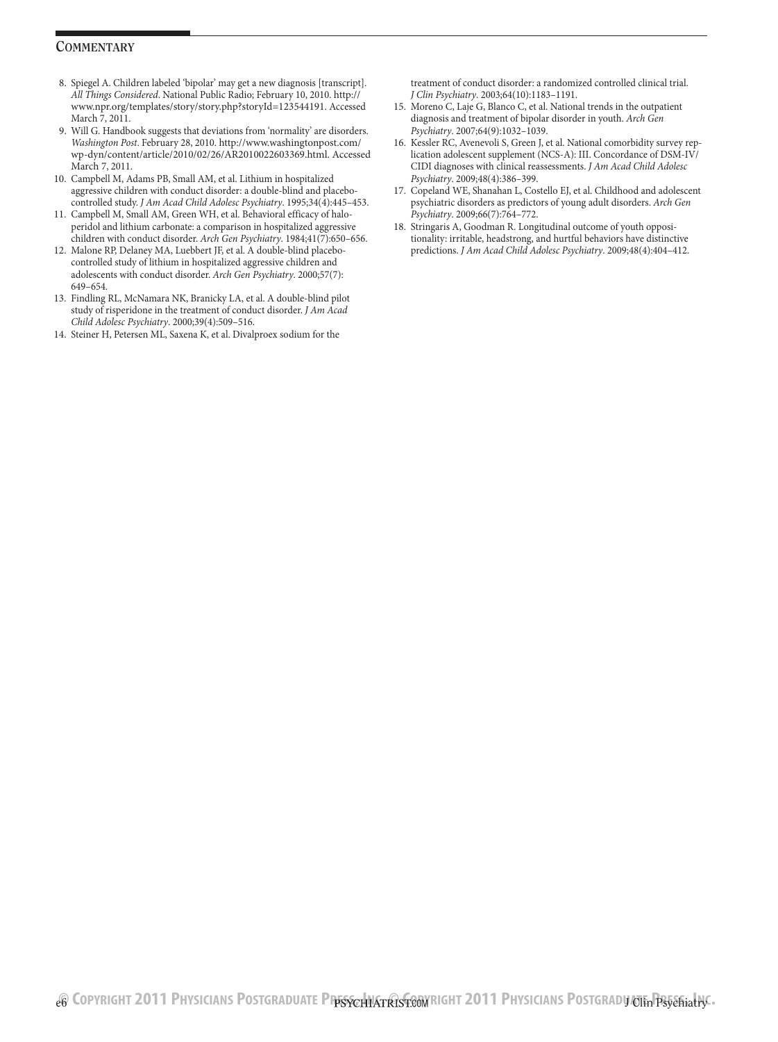8. Spiegel A. Children labeled 'bipolar' may get a new diagnosis [transcript]. *All Things Considered*. National Public Radio; February 10, 2010. http://www.npr.org/templates/story/story.php?storyId=123544191. Accessed March 7, 2011.
9. Will G. Handbook suggests that deviations from 'normality' are disorders. *Washington Post*. February 28, 2010. http://www.washingtonpost.com/wp-dyn/content/article/2010/02/26/AR2010022603369.html. Accessed March 7, 2011.
10. Campbell M, Adams PB, Small AM, et al. Lithium in hospitalized aggressive children with conduct disorder: a double-blind and placebo-controlled study. *J Am Acad Child Adolesc Psychiatry*. 1995;34(4):445–453.
11. Campbell M, Small AM, Green WH, et al. Behavioral efficacy of haloperidol and lithium carbonate: a comparison in hospitalized aggressive children with conduct disorder. *Arch Gen Psychiatry*. 1984;41(7):650–656.
12. Malone RP, Delaney MA, Luebbert JF, et al. A double-blind placebo-controlled study of lithium in hospitalized aggressive children and adolescents with conduct disorder. *Arch Gen Psychiatry*. 2000;57(7):649–654.
13. Findling RL, McNamara NK, Branicky LA, et al. A double-blind pilot study of risperidone in the treatment of conduct disorder. *J Am Acad Child Adolesc Psychiatry*. 2000;39(4):509–516.
14. Steiner H, Petersen ML, Saxena K, et al. Divalproex sodium for the treatment of conduct disorder: a randomized controlled clinical trial. *J Clin Psychiatry*. 2003;64(10):1183–1191.
15. Moreno C, Laje G, Blanco C, et al. National trends in the outpatient diagnosis and treatment of bipolar disorder in youth. *Arch Gen Psychiatry*. 2007;64(9):1032–1039.
16. Kessler RC, Avenevoli S, Green J, et al. National comorbidity survey replication adolescent supplement (NCS-A): III. Concordance of DSM-IV/CIDI diagnoses with clinical reassessments. *J Am Acad Child Adolesc Psychiatry*. 2009;48(4):386–399.
17. Copeland WE, Shanahan L, Costello EJ, et al. Childhood and adolescent psychiatric disorders as predictors of young adult disorders. *Arch Gen Psychiatry*. 2009;66(7):764–772.
18. Stringaris A, Goodman R. Longitudinal outcome of youth oppositionality: irritable, headstrong, and hurtful behaviors have distinctive predictions. *J Am Acad Child Adolesc Psychiatry*. 2009;48(4):404–412.